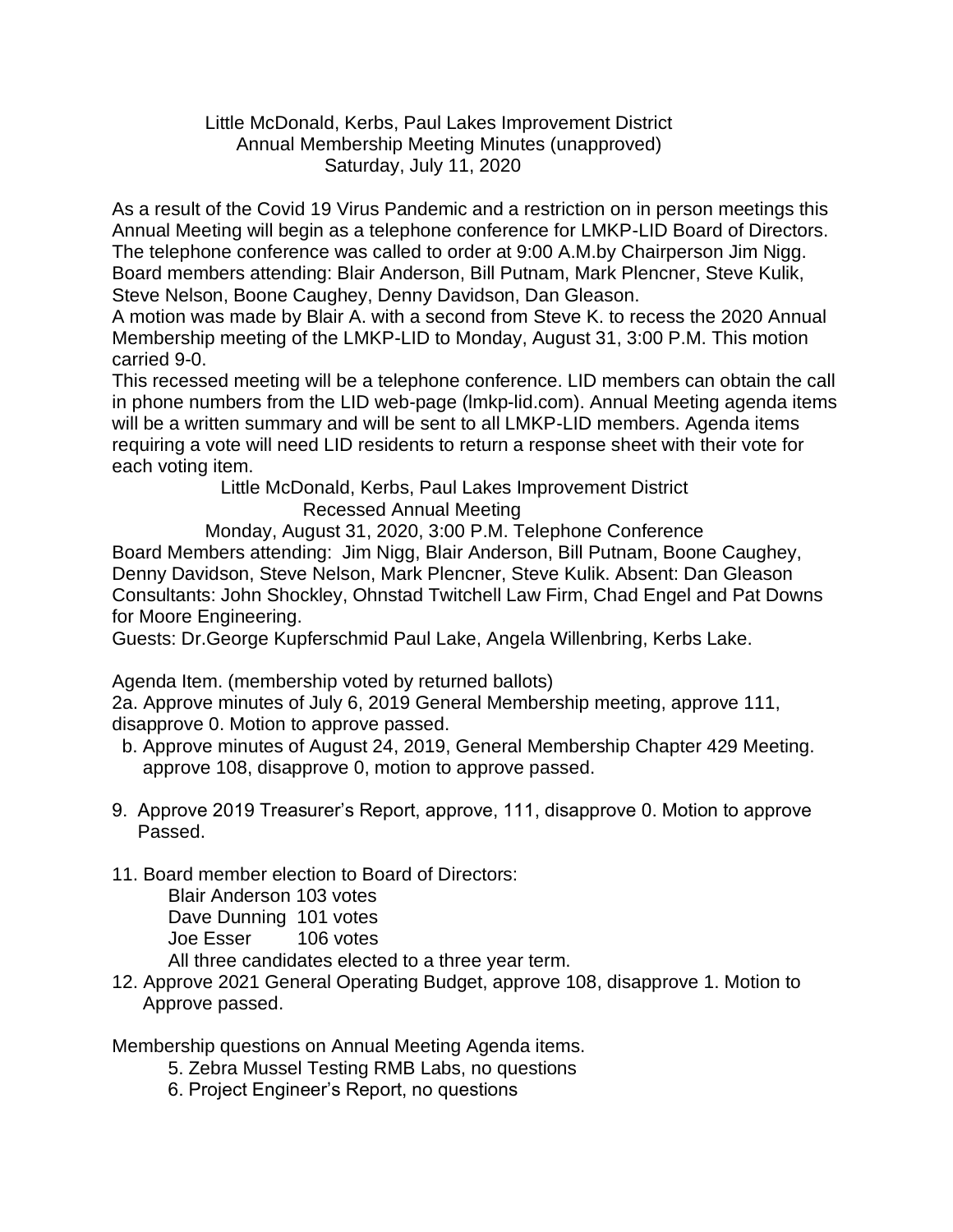# Little McDonald, Kerbs, Paul Lakes Improvement District
## Annual Membership Meeting Minutes (unapproved)
### Saturday, July 11, 2020

As a result of the Covid 19 Virus Pandemic and a restriction on in person meetings this Annual Meeting will begin as a telephone conference for LMKP-LID Board of Directors. The telephone conference was called to order at 9:00 A.M.by Chairperson Jim Nigg. Board members attending: Blair Anderson, Bill Putnam, Mark Plencner, Steve Kulik, Steve Nelson, Boone Caughey, Denny Davidson, Dan Gleason.

A motion was made by Blair A. with a second from Steve K. to recess the 2020 Annual Membership meeting of the LMKP-LID to Monday, August 31, 3:00 P.M. This motion carried 9-0.

This recessed meeting will be a telephone conference. LID members can obtain the call in phone numbers from the LID web-page (lmkp-lid.com). Annual Meeting agenda items will be a written summary and will be sent to all LMKP-LID members. Agenda items requiring a vote will need LID residents to return a response sheet with their vote for each voting item.

## Little McDonald, Kerbs, Paul Lakes Improvement District
### Recessed Annual Meeting
### Monday, August 31, 2020, 3:00 P.M. Telephone Conference

Board Members attending: Jim Nigg, Blair Anderson, Bill Putnam, Boone Caughey, Denny Davidson, Steve Nelson, Mark Plencner, Steve Kulik. Absent: Dan Gleason

Consultants: John Shockley, Ohnstad Twitchell Law Firm, Chad Engel and Pat Downs for Moore Engineering.

Guests: Dr.George Kupferschmid Paul Lake, Angela Willenbring, Kerbs Lake.

Agenda Item. (membership voted by returned ballots)

2a. Approve minutes of July 6, 2019 General Membership meeting, approve 111, disapprove 0. Motion to approve passed.

b. Approve minutes of August 24, 2019, General Membership Chapter 429 Meeting. approve 108, disapprove 0, motion to approve passed.

9. Approve 2019 Treasurer's Report, approve, 111, disapprove 0. Motion to approve Passed.

11. Board member election to Board of Directors:
    - Blair Anderson 103 votes
    - Dave Dunning 101 votes
    - Joe Esser 106 votes

    All three candidates elected to a three year term.

12. Approve 2021 General Operating Budget, approve 108, disapprove 1. Motion to Approve passed.

Membership questions on Annual Meeting Agenda items.

5. Zebra Mussel Testing RMB Labs, no questions
6. Project Engineer's Report, no questions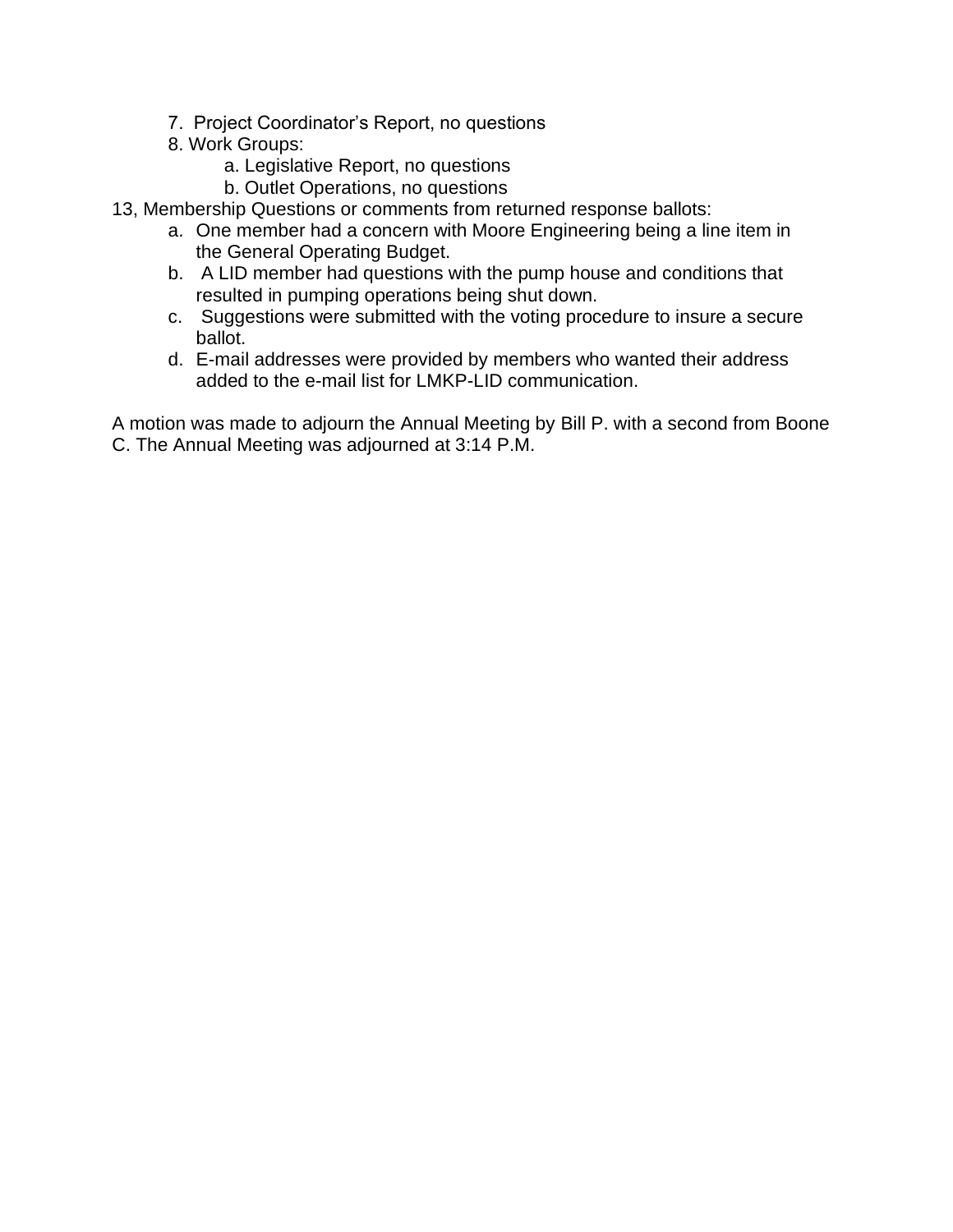7. Project Coordinator's Report, no questions
8. Work Groups:
    a. Legislative Report, no questions
    b. Outlet Operations, no questions

13, Membership Questions or comments from returned response ballots:

a. One member had a concern with Moore Engineering being a line item in the General Operating Budget.
b. A LID member had questions with the pump house and conditions that resulted in pumping operations being shut down.
c. Suggestions were submitted with the voting procedure to insure a secure ballot.
d. E-mail addresses were provided by members who wanted their address added to the e-mail list for LMKP-LID communication.

A motion was made to adjourn the Annual Meeting by Bill P. with a second from Boone C. The Annual Meeting was adjourned at 3:14 P.M.